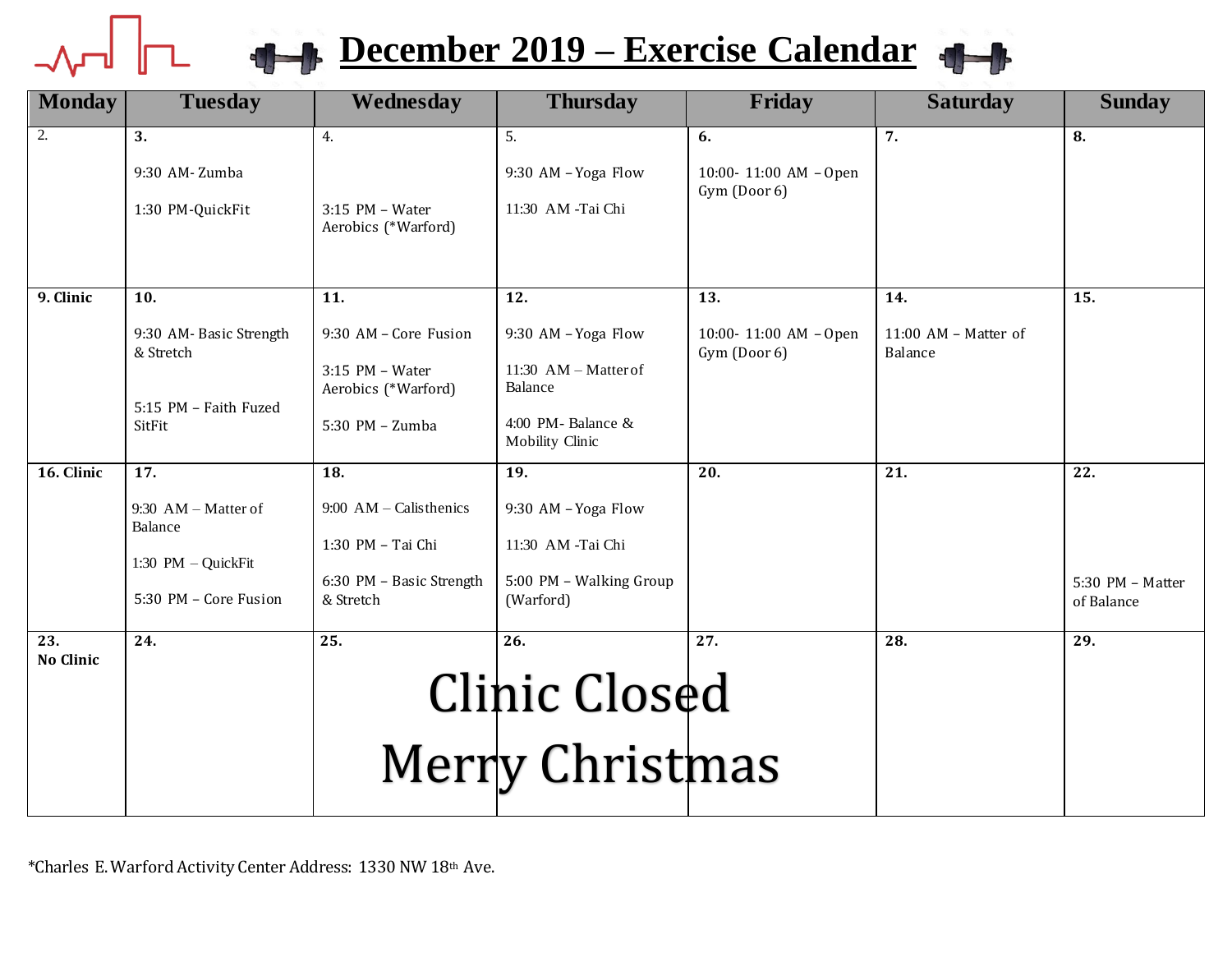# December 2019 – Exercise Calendar

| Monday | Tuesday | Wednesday | Thursday | Friday | Saturday | Sunday |
|---|---|---|---|---|---|---|
| 2. | **3.** 9:30 AM- Zumba 1:30 PM-QuickFit | 4. 3:15 PM – Water Aerobics (*Warford) | 5. 9:30 AM – Yoga Flow 11:30 AM -Tai Chi | **6.** 10:00- 11:00 AM – Open Gym (Door 6) | **7.** | **8.** |
| **9. Clinic** | **10.** 9:30 AM- Basic Strength & Stretch 5:15 PM – Faith Fuzed SitFit | **11.** 9:30 AM – Core Fusion 3:15 PM – Water Aerobics (*Warford) 5:30 PM – Zumba | **12.** 9:30 AM – Yoga Flow 11:30 AM – Matter of Balance 4:00 PM- Balance & Mobility Clinic | **13.** 10:00- 11:00 AM – Open Gym (Door 6) | **14.** 11:00 AM – Matter of Balance | **15.** |
| **16. Clinic** | **17.** 9:30 AM – Matter of Balance 1:30 PM – QuickFit 5:30 PM – Core Fusion | **18.** 9:00 AM – Calisthenics 1:30 PM – Tai Chi 6:30 PM – Basic Strength & Stretch | **19.** 9:30 AM – Yoga Flow 11:30 AM -Tai Chi 5:00 PM – Walking Group (Warford) | **20.** | **21.** | **22.** 5:30 PM – Matter of Balance |
| **23. No Clinic** | **24.** | **25.** Clinic Closed Merry Christmas | **26.** | **27.** | **28.** | **29.** |

*Charles E. Warford Activity Center Address: 1330 NW 18th Ave.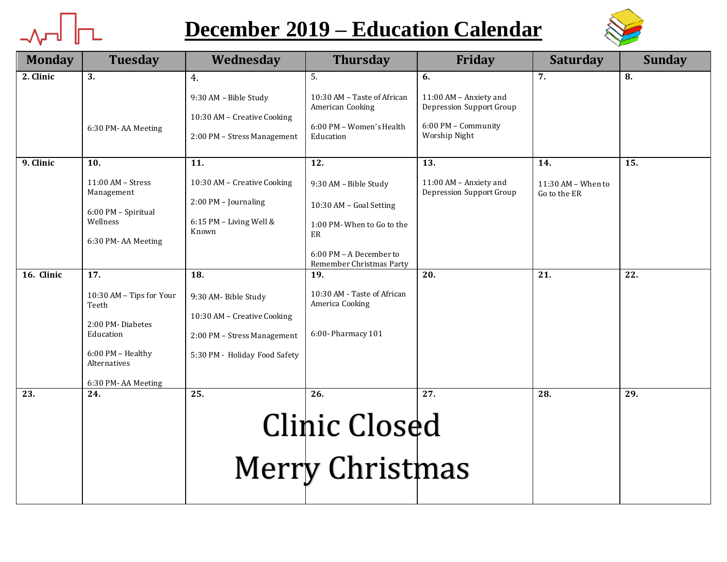# December 2019 – Education Calendar

| Monday | Tuesday | Wednesday | Thursday | Friday | Saturday | Sunday |
|---|---|---|---|---|---|---|
| **2. Clinic** | **3.** 6:30 PM- AA Meeting | 4. 9:30 AM – Bible Study 10:30 AM – Creative Cooking 2:00 PM – Stress Management | 5. 10:30 AM – Taste of African American Cooking 6:00 PM – Women's Health Education | **6.** 11:00 AM – Anxiety and Depression Support Group 6:00 PM – Community Worship Night | **7.** | **8.** |
| **9. Clinic** | **10.** 11:00 AM – Stress Management 6:00 PM – Spiritual Wellness 6:30 PM- AA Meeting | **11.** 10:30 AM – Creative Cooking 2:00 PM – Journaling 6:15 PM – Living Well & Known | **12.** 9:30 AM – Bible Study 10:30 AM – Goal Setting 1:00 PM- When to Go to the ER 6:00 PM – A December to Remember Christmas Party | **13.** 11:00 AM – Anxiety and Depression Support Group | **14.** 11:30 AM – When to Go to the ER | **15.** |
| **16. Clinic** | **17.** 10:30 AM – Tips for Your Teeth 2:00 PM- Diabetes Education 6:00 PM – Healthy Alternatives 6:30 PM- AA Meeting | **18.** 9:30 AM- Bible Study 10:30 AM – Creative Cooking 2:00 PM – Stress Management 5:30 PM - Holiday Food Safety | **19.** 10:30 AM - Taste of African America Cooking 6:00- Pharmacy 101 | **20.** | **21.** | **22.** |
| **23.** | **24.** | **25.** Clinic Closed Merry Christmas | **26.** | **27.** | **28.** | **29.** |